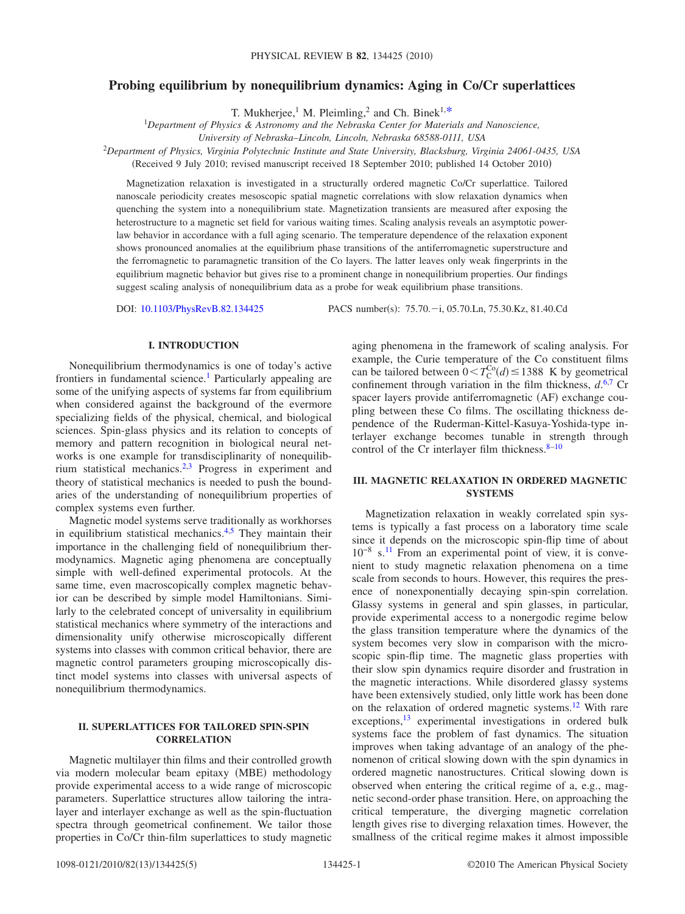# Probing equilibrium by nonequilibrium dynamics: Aging in Co/Cr superlattices

T. Mukherjee,[1] M. Pleimling,[2] and Ch. Binek[1,*]

[1]Department of Physics & Astronomy and the Nebraska Center for Materials and Nanoscience, University of Nebraska–Lincoln, Lincoln, Nebraska 68588-0111, USA

[2]Department of Physics, Virginia Polytechnic Institute and State University, Blacksburg, Virginia 24061-0435, USA

(Received 9 July 2010; revised manuscript received 18 September 2010; published 14 October 2010)

Magnetization relaxation is investigated in a structurally ordered magnetic Co/Cr superlattice. Tailored nanoscale periodicity creates mesoscopic spatial magnetic correlations with slow relaxation dynamics when quenching the system into a nonequilibrium state. Magnetization transients are measured after exposing the heterostructure to a magnetic set field for various waiting times. Scaling analysis reveals an asymptotic power-law behavior in accordance with a full aging scenario. The temperature dependence of the relaxation exponent shows pronounced anomalies at the equilibrium phase transitions of the antiferromagnetic superstructure and the ferromagnetic to paramagnetic transition of the Co layers. The latter leaves only weak fingerprints in the equilibrium magnetic behavior but gives rise to a prominent change in nonequilibrium properties. Our findings suggest scaling analysis of nonequilibrium data as a probe for weak equilibrium phase transitions.

DOI: 10.1103/PhysRevB.82.134425 PACS number(s): 75.70.−i, 05.70.Ln, 75.30.Kz, 81.40.Cd

## I. INTRODUCTION

Nonequilibrium thermodynamics is one of today's active frontiers in fundamental science.[1] Particularly appealing are some of the unifying aspects of systems far from equilibrium when considered against the background of the evermore specializing fields of the physical, chemical, and biological sciences. Spin-glass physics and its relation to concepts of memory and pattern recognition in biological neural networks is one example for transdisciplinarity of nonequilibrium statistical mechanics.[2,3] Progress in experiment and theory of statistical mechanics is needed to push the boundaries of the understanding of nonequilibrium properties of complex systems even further.

Magnetic model systems serve traditionally as workhorses in equilibrium statistical mechanics.[4,5] They maintain their importance in the challenging field of nonequilibrium thermodynamics. Magnetic aging phenomena are conceptually simple with well-defined experimental protocols. At the same time, even macroscopically complex magnetic behavior can be described by simple model Hamiltonians. Similarly to the celebrated concept of universality in equilibrium statistical mechanics where symmetry of the interactions and dimensionality unify otherwise microscopically different systems into classes with common critical behavior, there are magnetic control parameters grouping microscopically distinct model systems into classes with universal aspects of nonequilibrium thermodynamics.

## II. SUPERLATTICES FOR TAILORED SPIN-SPIN CORRELATION

Magnetic multilayer thin films and their controlled growth via modern molecular beam epitaxy (MBE) methodology provide experimental access to a wide range of microscopic parameters. Superlattice structures allow tailoring the intralayer and interlayer exchange as well as the spin-fluctuation spectra through geometrical confinement. We tailor those properties in Co/Cr thin-film superlattices to study magnetic aging phenomena in the framework of scaling analysis. For example, the Curie temperature of the Co constituent films can be tailored between $0 < T_C^{Co}(d) \leq 1388$ K by geometrical confinement through variation in the film thickness, $d$.[6,7] Cr spacer layers provide antiferromagnetic (AF) exchange coupling between these Co films. The oscillating thickness dependence of the Ruderman-Kittel-Kasuya-Yoshida-type interlayer exchange becomes tunable in strength through control of the Cr interlayer film thickness.[8–10]

## III. MAGNETIC RELAXATION IN ORDERED MAGNETIC SYSTEMS

Magnetization relaxation in weakly correlated spin systems is typically a fast process on a laboratory time scale since it depends on the microscopic spin-flip time of about $10^{-8}$ s.[11] From an experimental point of view, it is convenient to study magnetic relaxation phenomena on a time scale from seconds to hours. However, this requires the presence of nonexponentially decaying spin-spin correlation. Glassy systems in general and spin glasses, in particular, provide experimental access to a nonergodic regime below the glass transition temperature where the dynamics of the system becomes very slow in comparison with the microscopic spin-flip time. The magnetic glass properties with their slow spin dynamics require disorder and frustration in the magnetic interactions. While disordered glassy systems have been extensively studied, only little work has been done on the relaxation of ordered magnetic systems.[12] With rare exceptions,[13] experimental investigations in ordered bulk systems face the problem of fast dynamics. The situation improves when taking advantage of an analogy of the phenomenon of critical slowing down with the spin dynamics in ordered magnetic nanostructures. Critical slowing down is observed when entering the critical regime of a, e.g., magnetic second-order phase transition. Here, on approaching the critical temperature, the diverging magnetic correlation length gives rise to diverging relaxation times. However, the smallness of the critical regime makes it almost impossible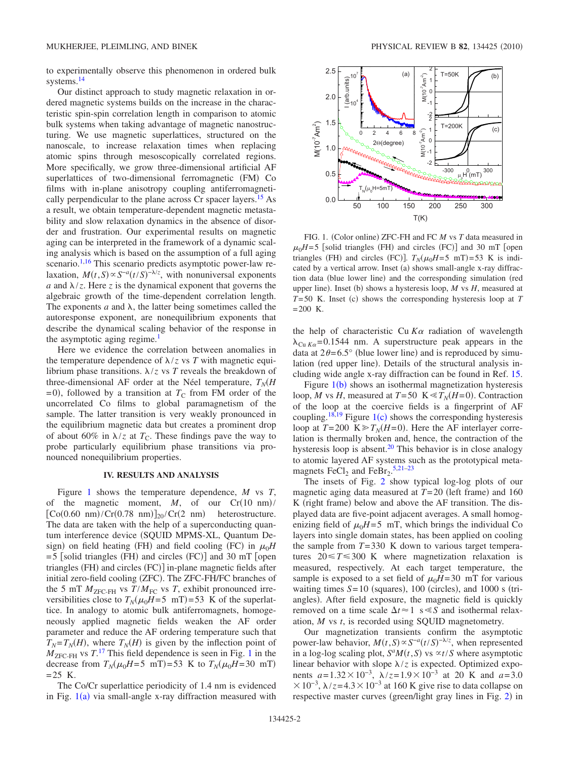to experimentally observe this phenomenon in ordered bulk systems.[14]

Our distinct approach to study magnetic relaxation in ordered magnetic systems builds on the increase in the characteristic spin-spin correlation length in comparison to atomic bulk systems when taking advantage of magnetic nanostructuring. We use magnetic superlattices, structured on the nanoscale, to increase relaxation times when replacing atomic spins through mesoscopically correlated regions. More specifically, we grow three-dimensional artificial AF superlattices of two-dimensional ferromagnetic (FM) Co films with in-plane anisotropy coupling antiferromagnetically perpendicular to the plane across Cr spacer layers.[15] As a result, we obtain temperature-dependent magnetic metastability and slow relaxation dynamics in the absence of disorder and frustration. Our experimental results on magnetic aging can be interpreted in the framework of a dynamic scaling analysis which is based on the assumption of a full aging scenario.[1,16] This scenario predicts asymptotic power-law relaxation, $M(t,S) \propto S^{-a}(t/S)^{-\lambda/z}$, with nonuniversal exponents $a$ and $\lambda/z$. Here $z$ is the dynamical exponent that governs the algebraic growth of the time-dependent correlation length. The exponents $a$ and $\lambda$, the latter being sometimes called the autoresponse exponent, are nonequilibrium exponents that describe the dynamical scaling behavior of the response in the asymptotic aging regime.[1]

Here we evidence the correlation between anomalies in the temperature dependence of $\lambda/z$ vs $T$ with magnetic equilibrium phase transitions. $\lambda/z$ vs $T$ reveals the breakdown of three-dimensional AF order at the Néel temperature, $T_N(H=0)$, followed by a transition at $T_C$ from FM order of the uncorrelated Co films to global paramagnetism of the sample. The latter transition is very weakly pronounced in the equilibrium magnetic data but creates a prominent drop of about 60% in $\lambda/z$ at $T_C$. These findings pave the way to probe particularly equilibrium phase transitions via pronounced nonequilibrium properties.

## IV. RESULTS AND ANALYSIS

Figure 1 shows the temperature dependence, $M$ vs $T$, of the magnetic moment, $M$, of our Cr(10 nm)/[Co(0.60 nm)/Cr(0.78 nm)]$_{20}$/Cr(2 nm) heterostructure. The data are taken with the help of a superconducting quantum interference device (SQUID MPMS-XL, Quantum Design) on field heating (FH) and field cooling (FC) in $\mu_0 H = 5$ [solid triangles (FH) and circles (FC)] and 30 mT [open triangles (FH) and circles (FC)] in-plane magnetic fields after initial zero-field cooling (ZFC). The ZFC-FH/FC branches of the 5 mT $M_{\text{ZFC-FH}}$ vs $T/M_{\text{FC}}$ vs $T$, exhibit pronounced irreversibilities close to $T_N(\mu_0 H=5\text{ mT})=53$ K of the superlattice. In analogy to atomic bulk antiferromagnets, homogeneously applied magnetic fields weaken the AF order parameter and reduce the AF ordering temperature such that $T_N = T_N(H)$, where $T_N(H)$ is given by the inflection point of $M_{\text{ZFC-FH}}$ vs $T$.[17] This field dependence is seen in Fig. 1 in the decrease from $T_N(\mu_0 H=5\text{ mT})=53$ K to $T_N(\mu_0 H=30\text{ mT})=25$ K.

The Co/Cr superlattice periodicity of 1.4 nm is evidenced in Fig. 1(a) via small-angle x-ray diffraction measured with the help of characteristic Cu $K\alpha$ radiation of wavelength $\lambda_{\text{Cu}\,K\alpha}=0.1544$ nm. A superstructure peak appears in the data at $2\theta=6.5°$ (blue lower line) and is reproduced by simulation (red upper line). Details of the structural analysis including wide angle x-ray diffraction can be found in Ref. 15.

FIG. 1. (Color online) ZFC-FH and FC $M$ vs $T$ data measured in $\mu_0 H=5$ [solid triangles (FH) and circles (FC)] and 30 mT [open triangles (FH) and circles (FC)]. $T_N(\mu_0 H=5\text{ mT})=53$ K is indicated by a vertical arrow. Inset (a) shows small-angle x-ray diffraction data (blue lower line) and the corresponding simulation (red upper line). Inset (b) shows a hysteresis loop, $M$ vs $H$, measured at $T=50$ K. Inset (c) shows the corresponding hysteresis loop at $T=200$ K.

Figure 1(b) shows an isothermal magnetization hysteresis loop, $M$ vs $H$, measured at $T=50\text{ K} \ll T_N(H=0)$. Contraction of the loop at the coercive fields is a fingerprint of AF coupling.[18,19] Figure 1(c) shows the corresponding hysteresis loop at $T=200\text{ K} \gg T_N(H=0)$. Here the AF interlayer correlation is thermally broken and, hence, the contraction of the hysteresis loop is absent.[20] This behavior is in close analogy to atomic layered AF systems such as the prototypical metamagnets $FeCl_2$ and $FeBr_2$.[5,21–23]

The insets of Fig. 2 show typical log-log plots of our magnetic aging data measured at $T=20$ (left frame) and 160 K (right frame) below and above the AF transition. The displayed data are five-point adjacent averages. A small homogenizing field of $\mu_0 H=5$ mT, which brings the individual Co layers into single domain states, has been applied on cooling the sample from $T=330$ K down to various target temperatures $20 \le T \le 300$ K where magnetization relaxation is measured, respectively. At each target temperature, the sample is exposed to a set field of $\mu_0 H=30$ mT for various waiting times $S=10$ (squares), 100 (circles), and 1000 s (triangles). After field exposure, the magnetic field is quickly removed on a time scale $\Delta t \approx 1\text{ s} \ll S$ and isothermal relaxation, $M$ vs $t$, is recorded using SQUID magnetometry.

Our magnetization transients confirm the asymptotic power-law behavior, $M(t,S) \propto S^{-a}(t/S)^{-\lambda/z}$, when represented in a log-log scaling plot, $S^a M(t,S)$ vs $\propto t/S$ where asymptotic linear behavior with slope $\lambda/z$ is expected. Optimized exponents $a=1.32\times10^{-3}$, $\lambda/z=1.9\times10^{-3}$ at 20 K and $a=3.0\times10^{-3}$, $\lambda/z=4.3\times10^{-3}$ at 160 K give rise to data collapse on respective master curves (green/light gray lines in Fig. 2) in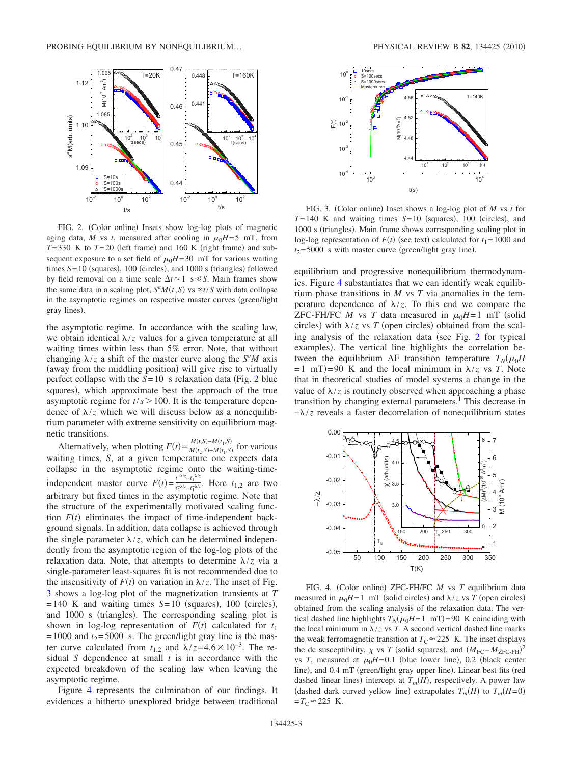FIG. 2. (Color online) Insets show log-log plots of magnetic aging data, $M$ vs $t$, measured after cooling in $\mu_0H=5$ mT, from $T=330$ K to $T=20$ K (left frame) and 160 K (right frame) and subsequent exposure to a set field of $\mu_0H=30$ mT for various waiting times $S=10$ (squares), 100 (circles), and 1000 s (triangles) followed by field removal on a time scale $\Delta t \approx 1$ s$\ll S$. Main frames show the same data in a scaling plot, $S^{a}M(t,S)$ vs $\propto t/S$ with data collapse in the asymptotic regimes on respective master curves (green/light gray lines).

the asymptotic regime. In accordance with the scaling law, we obtain identical $\lambda/z$ values for a given temperature at all waiting times within less than 5% error. Note, that without changing $\lambda/z$ a shift of the master curve along the $S^{a}M$ axis (away from the middling position) will give rise to virtually perfect collapse with the $S=10$ s relaxation data (Fig. 2 blue squares), which approximate best the approach of the true asymptotic regime for $t/s>100$. It is the temperature dependence of $\lambda/z$ which we will discuss below as a nonequilibrium parameter with extreme sensitivity on equilibrium magnetic transitions.

Alternatively, when plotting $F(t)=\frac{M(t,S)-M(t_1,S)}{M(t_2,S)-M(t_1,S)}$ for various waiting times, $S$, at a given temperature one expects data collapse in the asymptotic regime onto the waiting-time-independent master curve $F(t)=\frac{t^{-\lambda/z}-t_1^{-\lambda/z}}{t_2^{-\lambda/z}-t_1^{-\lambda/z}}$. Here $t_{1,2}$ are two arbitrary but fixed times in the asymptotic regime. Note that the structure of the experimentally motivated scaling function $F(t)$ eliminates the impact of time-independent background signals. In addition, data collapse is achieved through the single parameter $\lambda/z$, which can be determined independently from the asymptotic region of the log-log plots of the relaxation data. Note, that attempts to determine $\lambda/z$ via a single-parameter least-squares fit is not recommended due to the insensitivity of $F(t)$ on variation in $\lambda/z$. The inset of Fig. 3 shows a log-log plot of the magnetization transients at $T=140$ K and waiting times $S=10$ (squares), 100 (circles), and 1000 s (triangles). The corresponding scaling plot is shown in log-log representation of $F(t)$ calculated for $t_1=1000$ and $t_2=5000$ s. The green/light gray line is the master curve calculated from $t_{1,2}$ and $\lambda/z=4.6\times10^{-3}$. The residual $S$ dependence at small $t$ is in accordance with the expected breakdown of the scaling law when leaving the asymptotic regime.

Figure 4 represents the culmination of our findings. It evidences a hitherto unexplored bridge between traditional

FIG. 3. (Color online) Inset shows a log-log plot of $M$ vs $t$ for $T=140$ K and waiting times $S=10$ (squares), 100 (circles), and 1000 s (triangles). Main frame shows corresponding scaling plot in log-log representation of $F(t)$ (see text) calculated for $t_1=1000$ and $t_2=5000$ s with master curve (green/light gray line).

equilibrium and progressive nonequilibrium thermodynamics. Figure 4 substantiates that we can identify weak equilibrium phase transitions in $M$ vs $T$ via anomalies in the temperature dependence of $\lambda/z$. To this end we compare the ZFC-FH/FC $M$ vs $T$ data measured in $\mu_0H=1$ mT (solid circles) with $\lambda/z$ vs $T$ (open circles) obtained from the scaling analysis of the relaxation data (see Fig. 2 for typical examples). The vertical line highlights the correlation between the equilibrium AF transition temperature $T_N(\mu_0H=1\text{ mT})=90$ K and the local minimum in $\lambda/z$ vs $T$. Note that in theoretical studies of model systems a change in the value of $\lambda/z$ is routinely observed when approaching a phase transition by changing external parameters.[1] This decrease in $-\lambda/z$ reveals a faster decorrelation of nonequilibrium states

FIG. 4. (Color online) ZFC-FH/FC $M$ vs $T$ equilibrium data measured in $\mu_0H=1$ mT (solid circles) and $\lambda/z$ vs $T$ (open circles) obtained from the scaling analysis of the relaxation data. The vertical dashed line highlights $T_N(\mu_0H=1\text{ mT})=90$ K coinciding with the local minimum in $\lambda/z$ vs $T$. A second vertical dashed line marks the weak ferromagnetic transition at $T_C\approx225$ K. The inset displays the dc susceptibility, $\chi$ vs $T$ (solid squares), and $(M_{FC}-M_{ZFC\text{-}FH})^2$ vs $T$, measured at $\mu_0H=0.1$ (blue lower line), 0.2 (black center line), and 0.4 mT (green/light gray upper line). Linear best fits (red dashed linear lines) intercept at $T_m(H)$, respectively. A power law (dashed dark curved yellow line) extrapolates $T_m(H)$ to $T_m(H=0)=T_C\approx225$ K.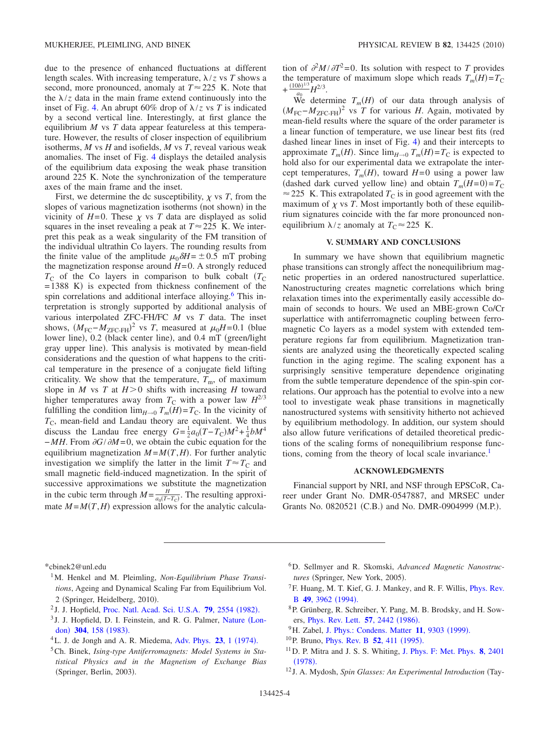due to the presence of enhanced fluctuations at different length scales. With increasing temperature, $\lambda/z$ vs $T$ shows a second, more pronounced, anomaly at $T \approx 225$ K. Note that the $\lambda/z$ data in the main frame extend continuously into the inset of Fig. 4. An abrupt 60% drop of $\lambda/z$ vs $T$ is indicated by a second vertical line. Interestingly, at first glance the equilibrium $M$ vs $T$ data appear featureless at this temperature. However, the results of closer inspection of equilibrium isotherms, $M$ vs $H$ and isofields, $M$ vs $T$, reveal various weak anomalies. The inset of Fig. 4 displays the detailed analysis of the equilibrium data exposing the weak phase transition around 225 K. Note the synchronization of the temperature axes of the main frame and the inset.

First, we determine the dc susceptibility, $\chi$ vs $T$, from the slopes of various magnetization isotherms (not shown) in the vicinity of $H=0$. These $\chi$ vs $T$ data are displayed as solid squares in the inset revealing a peak at $T \approx 225$ K. We interpret this peak as a weak singularity of the FM transition of the individual ultrathin Co layers. The rounding results from the finite value of the amplitude $\mu_0 \delta H = \pm 0.5$ mT probing the magnetization response around $H=0$. A strongly reduced $T_C$ of the Co layers in comparison to bulk cobalt ($T_C = 1388$ K) is expected from thickness confinement of the spin correlations and additional interface alloying.[6] This interpretation is strongly supported by additional analysis of various interpolated ZFC-FH/FC $M$ vs $T$ data. The inset shows, $(M_{\text{FC}} - M_{\text{ZFC-FH}})^2$ vs $T$, measured at $\mu_0 H = 0.1$ (blue lower line), 0.2 (black center line), and 0.4 mT (green/light gray upper line). This analysis is motivated by mean-field considerations and the question of what happens to the critical temperature in the presence of a conjugate field lifting criticality. We show that the temperature, $T_m$, of maximum slope in $M$ vs $T$ at $H>0$ shifts with increasing $H$ toward higher temperatures away from $T_C$ with a power law $H^{2/3}$ fulfilling the condition $\lim_{H\to 0} T_m(H) = T_C$. In the vicinity of $T_C$, mean-field and Landau theory are equivalent. We thus discuss the Landau free energy $G = \frac{1}{2} a_0 (T - T_C) M^2 + \frac{1}{4} b M^4 - MH$. From $\partial G / \partial M = 0$, we obtain the cubic equation for the equilibrium magnetization $M = M(T,H)$. For further analytic investigation we simplify the latter in the limit $T \approx T_C$ and small magnetic field-induced magnetization. In the spirit of successive approximations we substitute the magnetization in the cubic term through $M = \frac{H}{a_0 (T - T_C)}$. The resulting approximate $M = M(T,H)$ expression allows for the analytic calculation of $\partial^2 M / \partial T^2 = 0$. Its solution with respect to $T$ provides the temperature of maximum slope which reads $T_m(H) = T_C + \frac{(10b)^{1/3}}{a_0} H^{2/3}$.

We determine $T_m(H)$ of our data through analysis of $(M_{\text{FC}} - M_{\text{ZFC-FH}})^2$ vs $T$ for various $H$. Again, motivated by mean-field results where the square of the order parameter is a linear function of temperature, we use linear best fits (red dashed linear lines in inset of Fig. 4) and their intercepts to approximate $T_m(H)$. Since $\lim_{H\to 0} T_m(H) = T_C$ is expected to hold also for our experimental data we extrapolate the intercept temperatures, $T_m(H)$, toward $H=0$ using a power law (dashed dark curved yellow line) and obtain $T_m(H=0) = T_C \approx 225$ K. This extrapolated $T_C$ is in good agreement with the maximum of $\chi$ vs $T$. Most importantly both of these equilibrium signatures coincide with the far more pronounced nonequilibrium $\lambda/z$ anomaly at $T_C \approx 225$ K.

## V. SUMMARY AND CONCLUSIONS

In summary we have shown that equilibrium magnetic phase transitions can strongly affect the nonequilibrium magnetic properties in an ordered nanostructured superlattice. Nanostructuring creates magnetic correlations which bring relaxation times into the experimentally easily accessible domain of seconds to hours. We used an MBE-grown Co/Cr superlattice with antiferromagnetic coupling between ferromagnetic Co layers as a model system with extended temperature regions far from equilibrium. Magnetization transients are analyzed using the theoretically expected scaling function in the aging regime. The scaling exponent has a surprisingly sensitive temperature dependence originating from the subtle temperature dependence of the spin-spin correlations. Our approach has the potential to evolve into a new tool to investigate weak phase transitions in magnetically nanostructured systems with sensitivity hitherto not achieved by equilibrium methodology. In addition, our system should also allow future verifications of detailed theoretical predictions of the scaling forms of nonequilibrium response functions, coming from the theory of local scale invariance.[1]

## ACKNOWLEDGMENTS

Financial support by NRI, and NSF through EPSCoR, Career under Grant No. DMR-0547887, and MRSEC under Grants No. 0820521 (C.B.) and No. DMR-0904999 (M.P.).

---

*cbinek2@unl.edu

[1] M. Henkel and M. Pleimling, *Non-Equilibrium Phase Transitions, Ageing and Dynamical Scaling Far from Equilibrium* Vol. 2 (Springer, Heidelberg, 2010).

[2] J. J. Hopfield, Proc. Natl. Acad. Sci. U.S.A. **79**, 2554 (1982).

[3] J. J. Hopfield, D. I. Feinstein, and R. G. Palmer, Nature (London) **304**, 158 (1983).

[4] L. J. de Jongh and A. R. Miedema, Adv. Phys. **23**, 1 (1974).

[5] Ch. Binek, *Ising-type Antiferromagnets: Model Systems in Statistical Physics and in the Magnetism of Exchange Bias* (Springer, Berlin, 2003).

[6] D. Sellmyer and R. Skomski, *Advanced Magnetic Nanostructures* (Springer, New York, 2005).

[7] F. Huang, M. T. Kief, G. J. Mankey, and R. F. Willis, Phys. Rev. B **49**, 3962 (1994).

[8] P. Grünberg, R. Schreiber, Y. Pang, M. B. Brodsky, and H. Sowers, Phys. Rev. Lett. **57**, 2442 (1986).

[9] H. Zabel, J. Phys.: Condens. Matter **11**, 9303 (1999).

[10] P. Bruno, Phys. Rev. B **52**, 411 (1995).

[11] D. P. Mitra and J. S. S. Whiting, J. Phys. F: Met. Phys. **8**, 2401 (1978).

[12] J. A. Mydosh, *Spin Glasses: An Experimental Introduction* (Tay-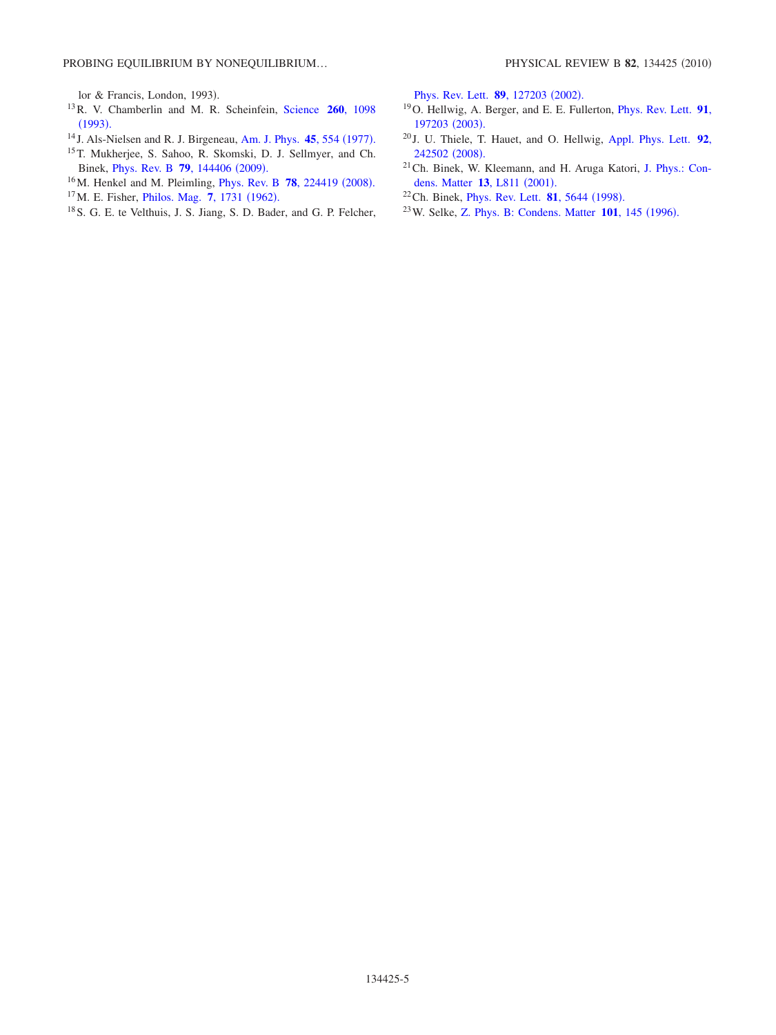lor & Francis, London, 1993).

[13] R. V. Chamberlin and M. R. Scheinfein, Science **260**, 1098 (1993).

[14] J. Als-Nielsen and R. J. Birgeneau, Am. J. Phys. **45**, 554 (1977).

[15] T. Mukherjee, S. Sahoo, R. Skomski, D. J. Sellmyer, and Ch. Binek, Phys. Rev. B **79**, 144406 (2009).

[16] M. Henkel and M. Pleimling, Phys. Rev. B **78**, 224419 (2008).

[17] M. E. Fisher, Philos. Mag. **7**, 1731 (1962).

[18] S. G. E. te Velthuis, J. S. Jiang, S. D. Bader, and G. P. Felcher, Phys. Rev. Lett. **89**, 127203 (2002).

[19] O. Hellwig, A. Berger, and E. E. Fullerton, Phys. Rev. Lett. **91**, 197203 (2003).

[20] J. U. Thiele, T. Hauet, and O. Hellwig, Appl. Phys. Lett. **92**, 242502 (2008).

[21] Ch. Binek, W. Kleemann, and H. Aruga Katori, J. Phys.: Condens. Matter **13**, L811 (2001).

[22] Ch. Binek, Phys. Rev. Lett. **81**, 5644 (1998).

[23] W. Selke, Z. Phys. B: Condens. Matter **101**, 145 (1996).